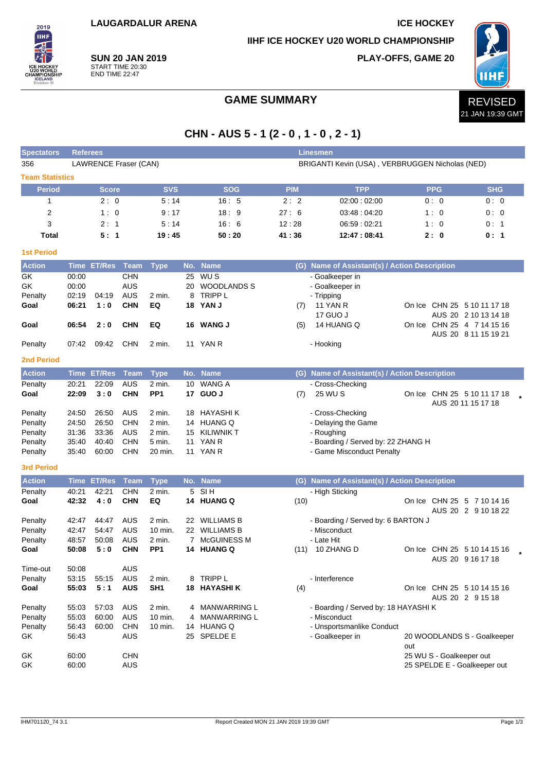LAUGARDALUR ARENA

ICE HOCKEY

IIHF ICE HOCKEY U20 WORLD CHAMPIONSHIP

**SUN 20 JAN 2019**
START TIME 20:30
END TIME 22:47

PLAY-OFFS, GAME 20

# GAME SUMMARY

REVISED
21 JAN 19:39 GMT

## CHN - AUS 5 - 1 (2 - 0 , 1 - 0 , 2 - 1)

| Spectators | Referees | Linesmen |
|---|---|---|
| 356 | LAWRENCE Fraser (CAN) | BRIGANTI Kevin (USA) , VERBRUGGEN Nicholas (NED) |

### Team Statistics

| Period | Score | SVS | SOG | PIM | TPP | PPG | SHG |
|---|---|---|---|---|---|---|---|
| 1 | 2 : 0 | 5 : 14 | 16 : 5 | 2 : 2 | 02:00 : 02:00 | 0 : 0 | 0 : 0 |
| 2 | 1 : 0 | 9 : 17 | 18 : 9 | 27 : 6 | 03:48 : 04:20 | 1 : 0 | 0 : 0 |
| 3 | 2 : 1 | 5 : 14 | 16 : 6 | 12 : 28 | 06:59 : 02:21 | 1 : 0 | 0 : 1 |
| **Total** | **5 : 1** | **19 : 45** | **50 : 20** | **41 : 36** | **12:47 : 08:41** | **2 : 0** | **0 : 1** |

### 1st Period

| Action | Time | ET/Res | Team | Type | No. | Name | (G) | Name of Assistant(s) / Action Description | On Ice |
|---|---|---|---|---|---|---|---|---|---|
| GK | 00:00 | | CHN | | 25 | WU S | | - Goalkeeper in | |
| GK | 00:00 | | AUS | | 20 | WOODLANDS S | | - Goalkeeper in | |
| Penalty | 02:19 | 04:19 | AUS | 2 min. | 8 | TRIPP L | | - Tripping | |
| **Goal** | **06:21** | **1 : 0** | **CHN** | **EQ** | **18** | **YAN J** | (7) | 11 YAN R<br>17 GUO J | On Ice CHN 25 5 10 11 17 18<br>AUS 20 2 10 13 14 18 |
| **Goal** | **06:54** | **2 : 0** | **CHN** | **EQ** | **16** | **WANG J** | (5) | 14 HUANG Q | On Ice CHN 25 4 7 14 15 16<br>AUS 20 8 11 15 19 21 |
| Penalty | 07:42 | 09:42 | CHN | 2 min. | 11 | YAN R | | - Hooking | |

### 2nd Period

| Action | Time | ET/Res | Team | Type | No. | Name | (G) | Name of Assistant(s) / Action Description | On Ice |
|---|---|---|---|---|---|---|---|---|---|
| Penalty | 20:21 | 22:09 | AUS | 2 min. | 10 | WANG A | | - Cross-Checking | |
| **Goal** | **22:09** | **3 : 0** | **CHN** | **PP1** | **17** | **GUO J** | (7) | 25 WU S | On Ice CHN 25 5 10 11 17 18<br>AUS 20 11 15 17 18 * |
| Penalty | 24:50 | 26:50 | AUS | 2 min. | 18 | HAYASHI K | | - Cross-Checking | |
| Penalty | 24:50 | 26:50 | CHN | 2 min. | 14 | HUANG Q | | - Delaying the Game | |
| Penalty | 31:36 | 33:36 | AUS | 2 min. | 15 | KILIWNIK T | | - Roughing | |
| Penalty | 35:40 | 40:40 | CHN | 5 min. | 11 | YAN R | | - Boarding / Served by: 22 ZHANG H | |
| Penalty | 35:40 | 60:00 | CHN | 20 min. | 11 | YAN R | | - Game Misconduct Penalty | |

### 3rd Period

| Action | Time | ET/Res | Team | Type | No. | Name | (G) | Name of Assistant(s) / Action Description | On Ice |
|---|---|---|---|---|---|---|---|---|---|
| Penalty | 40:21 | 42:21 | CHN | 2 min. | 5 | SI H | | - High Sticking | |
| **Goal** | **42:32** | **4 : 0** | **CHN** | **EQ** | **14** | **HUANG Q** | (10) | | On Ice CHN 25 5 7 10 14 16<br>AUS 20 2 9 10 18 22 |
| Penalty | 42:47 | 44:47 | AUS | 2 min. | 22 | WILLIAMS B | | - Boarding / Served by: 6 BARTON J | |
| Penalty | 42:47 | 54:47 | AUS | 10 min. | 22 | WILLIAMS B | | - Misconduct | |
| Penalty | 48:57 | 50:08 | AUS | 2 min. | 7 | McGUINESS M | | - Late Hit | |
| **Goal** | **50:08** | **5 : 0** | **CHN** | **PP1** | **14** | **HUANG Q** | (11) | 10 ZHANG D | On Ice CHN 25 5 10 14 15 16<br>AUS 20 9 16 17 18 * |
| Time-out | 50:08 | | AUS | | | | | | |
| Penalty | 53:15 | 55:15 | AUS | 2 min. | 8 | TRIPP L | | - Interference | |
| **Goal** | **55:03** | **5 : 1** | **AUS** | **SH1** | **18** | **HAYASHI K** | (4) | | On Ice CHN 25 5 10 14 15 16<br>AUS 20 2 9 15 18 |
| Penalty | 55:03 | 57:03 | AUS | 2 min. | 4 | MANWARRING L | | - Boarding / Served by: 18 HAYASHI K | |
| Penalty | 55:03 | 60:00 | AUS | 10 min. | 4 | MANWARRING L | | - Misconduct | |
| Penalty | 56:43 | 60:00 | CHN | 10 min. | 14 | HUANG Q | | - Unsportsmanlike Conduct | |
| GK | 56:43 | | AUS | | 25 | SPELDE E | | - Goalkeeper in | 20 WOODLANDS S - Goalkeeper out |
| GK | 60:00 | | CHN | | | | | | 25 WU S - Goalkeeper out |
| GK | 60:00 | | AUS | | | | | | 25 SPELDE E - Goalkeeper out |

IHM701120_74 3.1 Report Created MON 21 JAN 2019 19:39 GMT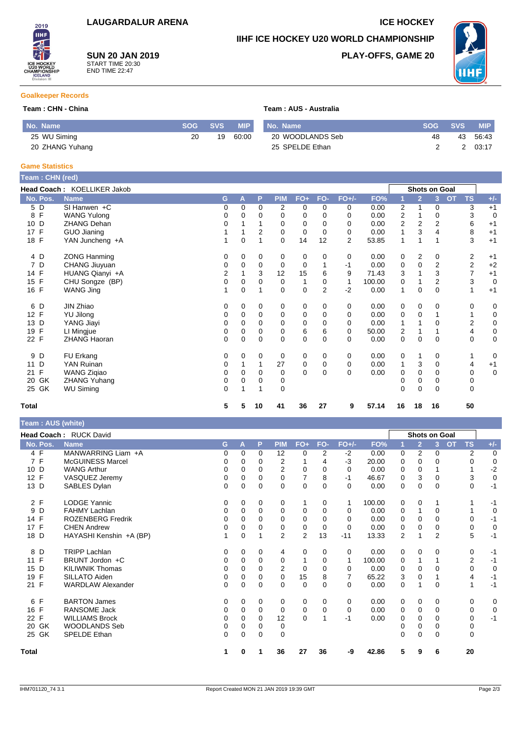# LAUGARDALUR ARENA

**ICE HOCKEY**

**IIHF ICE HOCKEY U20 WORLD CHAMPIONSHIP**

**SUN 20 JAN 2019**
START TIME 20:30
END TIME 22:47

**PLAY-OFFS, GAME 20**

## Goalkeeper Records

**Team : CHN - China**

| No. | Name | SOG | SVS | MIP |
|---|---|---|---|---|
| 25 | WU Siming | 20 | 19 | 60:00 |
| 20 | ZHANG Yuhang | | | |

**Team : AUS - Australia**

| No. | Name | SOG | SVS | MIP |
|---|---|---|---|---|
| 20 | WOODLANDS Seb | 48 | 43 | 56:43 |
| 25 | SPELDE Ethan | 2 | 2 | 03:17 |

## Game Statistics

**Team : CHN (red)**

**Head Coach :** KOELLIKER Jakob

| No. | Pos. | Name | G | A | P | PIM | FO+ | FO- | FO+/- | FO% | Shots on Goal 1 | 2 | 3 | OT | TS | +/- |
|---|---|---|---|---|---|---|---|---|---|---|---|---|---|---|---|---|
| 5 | D | SI Hanwen +C | 0 | 0 | 0 | 2 | 0 | 0 | 0 | 0.00 | 2 | 1 | 0 | | 3 | +1 |
| 8 | F | WANG Yulong | 0 | 0 | 0 | 0 | 0 | 0 | 0 | 0.00 | 2 | 1 | 0 | | 3 | 0 |
| 10 | D | ZHANG Dehan | 0 | 1 | 1 | 0 | 0 | 0 | 0 | 0.00 | 2 | 2 | 2 | | 6 | +1 |
| 17 | F | GUO Jianing | 1 | 1 | 2 | 0 | 0 | 0 | 0 | 0.00 | 1 | 3 | 4 | | 8 | +1 |
| 18 | F | YAN Juncheng +A | 1 | 0 | 1 | 0 | 14 | 12 | 2 | 53.85 | 1 | 1 | 1 | | 3 | +1 |
| 4 | D | ZONG Hanming | 0 | 0 | 0 | 0 | 0 | 0 | 0 | 0.00 | 0 | 2 | 0 | | 2 | +1 |
| 7 | D | CHANG Jiuyuan | 0 | 0 | 0 | 0 | 0 | 1 | -1 | 0.00 | 0 | 0 | 2 | | 2 | +2 |
| 14 | F | HUANG Qianyi +A | 2 | 1 | 3 | 12 | 15 | 6 | 9 | 71.43 | 3 | 1 | 3 | | 7 | +1 |
| 15 | F | CHU Songze (BP) | 0 | 0 | 0 | 0 | 1 | 0 | 1 | 100.00 | 0 | 1 | 2 | | 3 | 0 |
| 16 | F | WANG Jing | 1 | 0 | 1 | 0 | 0 | 2 | -2 | 0.00 | 1 | 0 | 0 | | 1 | +1 |
| 6 | D | JIN Zhiao | 0 | 0 | 0 | 0 | 0 | 0 | 0 | 0.00 | 0 | 0 | 0 | | 0 | 0 |
| 12 | F | YU Jilong | 0 | 0 | 0 | 0 | 0 | 0 | 0 | 0.00 | 0 | 0 | 1 | | 1 | 0 |
| 13 | D | YANG Jiayi | 0 | 0 | 0 | 0 | 0 | 0 | 0 | 0.00 | 1 | 1 | 0 | | 2 | 0 |
| 19 | F | LI Mingjue | 0 | 0 | 0 | 0 | 6 | 6 | 0 | 50.00 | 2 | 1 | 1 | | 4 | 0 |
| 22 | F | ZHANG Haoran | 0 | 0 | 0 | 0 | 0 | 0 | 0 | 0.00 | 0 | 0 | 0 | | 0 | 0 |
| 9 | D | FU Erkang | 0 | 0 | 0 | 0 | 0 | 0 | 0 | 0.00 | 0 | 1 | 0 | | 1 | 0 |
| 11 | D | YAN Ruinan | 0 | 1 | 1 | 27 | 0 | 0 | 0 | 0.00 | 1 | 3 | 0 | | 4 | +1 |
| 21 | F | WANG Ziqiao | 0 | 0 | 0 | 0 | 0 | 0 | 0 | 0.00 | 0 | 0 | 0 | | 0 | 0 |
| 20 | GK | ZHANG Yuhang | 0 | 0 | 0 | 0 | | | | | 0 | 0 | 0 | | 0 | |
| 25 | GK | WU Siming | 0 | 1 | 1 | 0 | | | | | 0 | 0 | 0 | | 0 | |
| **Total** | | | **5** | **5** | **10** | **41** | **36** | **27** | **9** | **57.14** | **16** | **18** | **16** | | **50** | |

**Team : AUS (white)**

**Head Coach :** RUCK David

| No. | Pos. | Name | G | A | P | PIM | FO+ | FO- | FO+/- | FO% | Shots on Goal 1 | 2 | 3 | OT | TS | +/- |
|---|---|---|---|---|---|---|---|---|---|---|---|---|---|---|---|---|
| 4 | F | MANWARRING Liam +A | 0 | 0 | 0 | 12 | 0 | 2 | -2 | 0.00 | 0 | 2 | 0 | | 2 | 0 |
| 7 | F | McGUINESS Marcel | 0 | 0 | 0 | 2 | 1 | 4 | -3 | 20.00 | 0 | 0 | 0 | | 0 | 0 |
| 10 | D | WANG Arthur | 0 | 0 | 0 | 2 | 0 | 0 | 0 | 0.00 | 0 | 0 | 1 | | 1 | -2 |
| 12 | F | VASQUEZ Jeremy | 0 | 0 | 0 | 0 | 7 | 8 | -1 | 46.67 | 0 | 3 | 0 | | 3 | 0 |
| 13 | D | SABLES Dylan | 0 | 0 | 0 | 0 | 0 | 0 | 0 | 0.00 | 0 | 0 | 0 | | 0 | -1 |
| 2 | F | LODGE Yannic | 0 | 0 | 0 | 0 | 1 | 0 | 1 | 100.00 | 0 | 0 | 1 | | 1 | -1 |
| 9 | D | FAHMY Lachlan | 0 | 0 | 0 | 0 | 0 | 0 | 0 | 0.00 | 0 | 1 | 0 | | 1 | 0 |
| 14 | F | ROZENBERG Fredrik | 0 | 0 | 0 | 0 | 0 | 0 | 0 | 0.00 | 0 | 0 | 0 | | 0 | -1 |
| 17 | F | CHEN Andrew | 0 | 0 | 0 | 0 | 0 | 0 | 0 | 0.00 | 0 | 0 | 0 | | 0 | 0 |
| 18 | D | HAYASHI Kenshin +A (BP) | 1 | 0 | 1 | 2 | 2 | 13 | -11 | 13.33 | 2 | 1 | 2 | | 5 | -1 |
| 8 | D | TRIPP Lachlan | 0 | 0 | 0 | 4 | 0 | 0 | 0 | 0.00 | 0 | 0 | 0 | | 0 | -1 |
| 11 | F | BRUNT Jordon +C | 0 | 0 | 0 | 0 | 1 | 0 | 1 | 100.00 | 0 | 1 | 1 | | 2 | -1 |
| 15 | D | KILIWNIK Thomas | 0 | 0 | 0 | 2 | 0 | 0 | 0 | 0.00 | 0 | 0 | 0 | | 0 | 0 |
| 19 | F | SILLATO Aiden | 0 | 0 | 0 | 0 | 15 | 8 | 7 | 65.22 | 3 | 0 | 1 | | 4 | -1 |
| 21 | F | WARDLAW Alexander | 0 | 0 | 0 | 0 | 0 | 0 | 0 | 0.00 | 0 | 1 | 0 | | 1 | -1 |
| 6 | F | BARTON James | 0 | 0 | 0 | 0 | 0 | 0 | 0 | 0.00 | 0 | 0 | 0 | | 0 | 0 |
| 16 | F | RANSOME Jack | 0 | 0 | 0 | 0 | 0 | 0 | 0 | 0.00 | 0 | 0 | 0 | | 0 | 0 |
| 22 | F | WILLIAMS Brock | 0 | 0 | 0 | 12 | 0 | 1 | -1 | 0.00 | 0 | 0 | 0 | | 0 | -1 |
| 20 | GK | WOODLANDS Seb | 0 | 0 | 0 | 0 | | | | | 0 | 0 | 0 | | 0 | |
| 25 | GK | SPELDE Ethan | 0 | 0 | 0 | 0 | | | | | 0 | 0 | 0 | | 0 | |
| **Total** | | | **1** | **0** | **1** | **36** | **27** | **36** | **-9** | **42.86** | **5** | **9** | **6** | | **20** | |

IHM701120_74 3.1 — Report Created MON 21 JAN 2019 19:39 GMT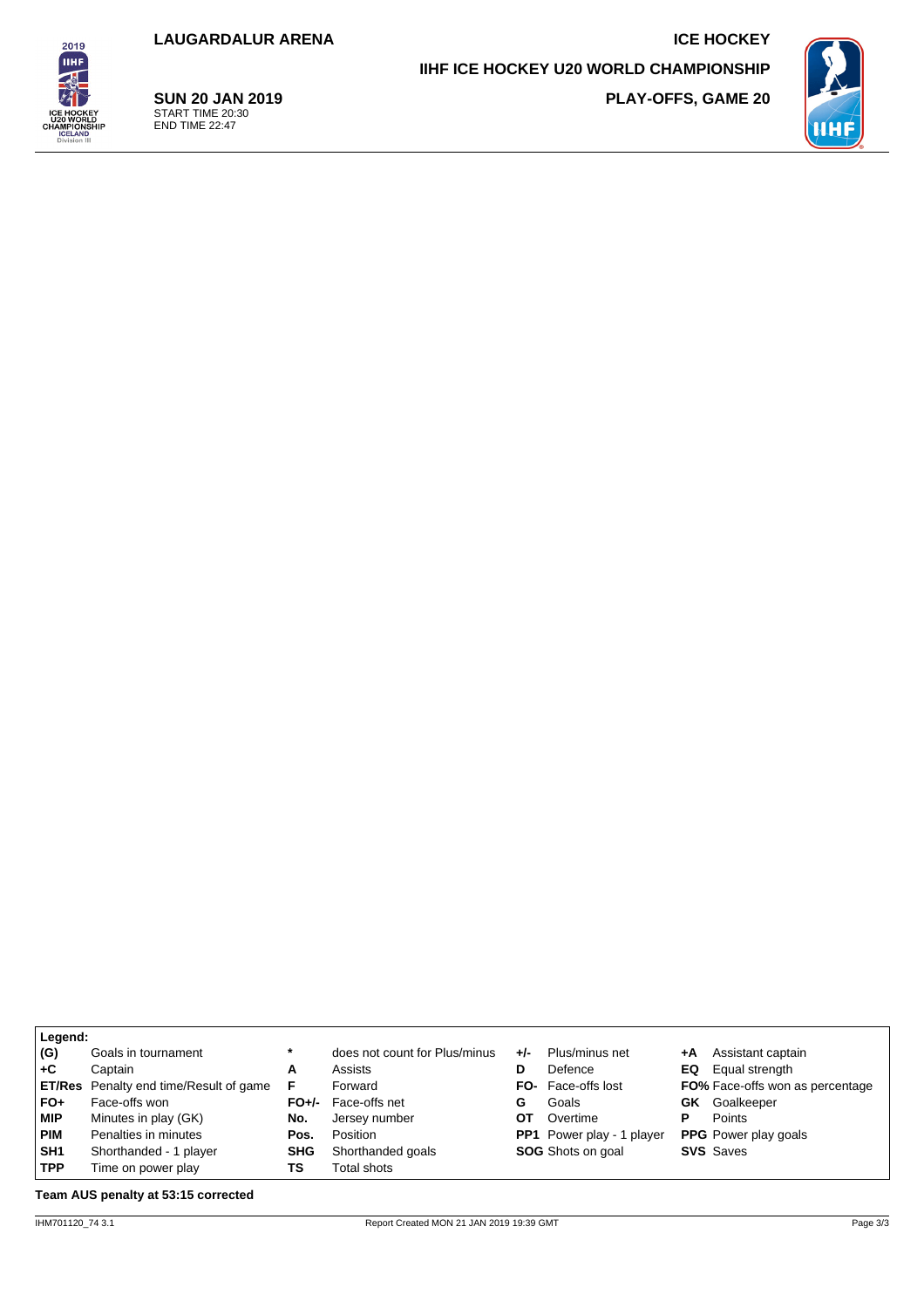**LAUGARDALUR ARENA**

**SUN 20 JAN 2019**
START TIME 20:30
END TIME 22:47

**ICE HOCKEY**

**IIHF ICE HOCKEY U20 WORLD CHAMPIONSHIP**

**PLAY-OFFS, GAME 20**

**Legend:**

| | | | | | | | |
|---|---|---|---|---|---|---|---|
| **(G)** | Goals in tournament | ***** | does not count for Plus/minus | **+/-** | Plus/minus net | **+A** | Assistant captain |
| **+C** | Captain | **A** | Assists | **D** | Defence | **EQ** | Equal strength |
| **ET/Res** | Penalty end time/Result of game | **F** | Forward | **FO-** | Face-offs lost | **FO%** | Face-offs won as percentage |
| **FO+** | Face-offs won | **FO+/-** | Face-offs net | **G** | Goals | **GK** | Goalkeeper |
| **MIP** | Minutes in play (GK) | **No.** | Jersey number | **OT** | Overtime | **P** | Points |
| **PIM** | Penalties in minutes | **Pos.** | Position | **PP1** | Power play - 1 player | **PPG** | Power play goals |
| **SH1** | Shorthanded - 1 player | **SHG** | Shorthanded goals | **SOG** | Shots on goal | **SVS** | Saves |
| **TPP** | Time on power play | **TS** | Total shots | | | | |

**Team AUS penalty at 53:15 corrected**

IHM701120_74 3.1 Report Created MON 21 JAN 2019 19:39 GMT